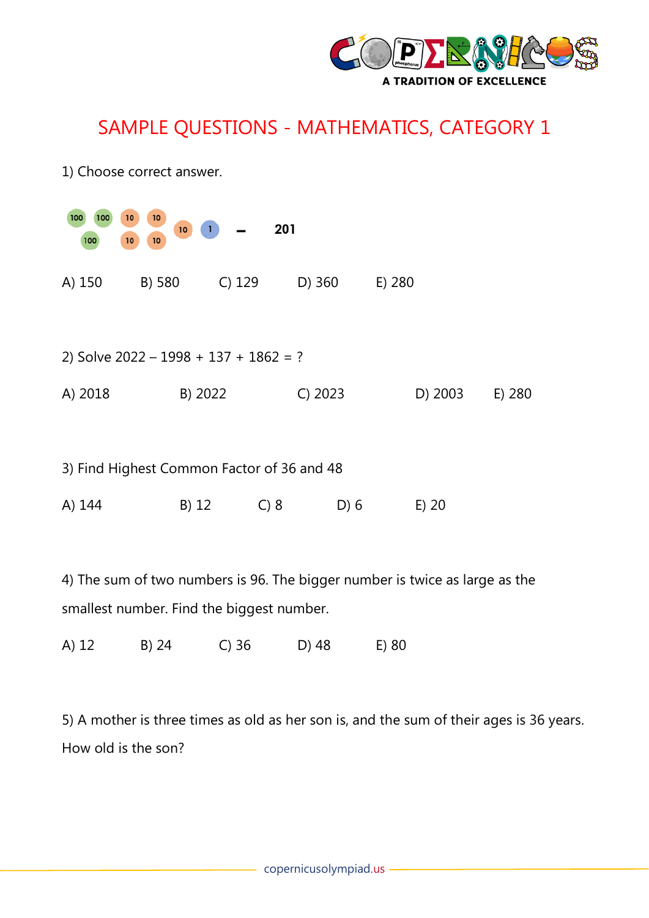# SAMPLE QUESTIONS - MATHEMATICS, CATEGORY 1

1) Choose correct answer.

100 100 100 10 10 10 10 10 1 – **201**

A) 150 B) 580 C) 129 D) 360 E) 280

2) Solve 2022 – 1998 + 137 + 1862 = ?

A) 2018 B) 2022 C) 2023 D) 2003 E) 280

3) Find Highest Common Factor of 36 and 48

A) 144 B) 12 C) 8 D) 6 E) 20

4) The sum of two numbers is 96. The bigger number is twice as large as the smallest number. Find the biggest number.

A) 12 B) 24 C) 36 D) 48 E) 80

5) A mother is three times as old as her son is, and the sum of their ages is 36 years. How old is the son?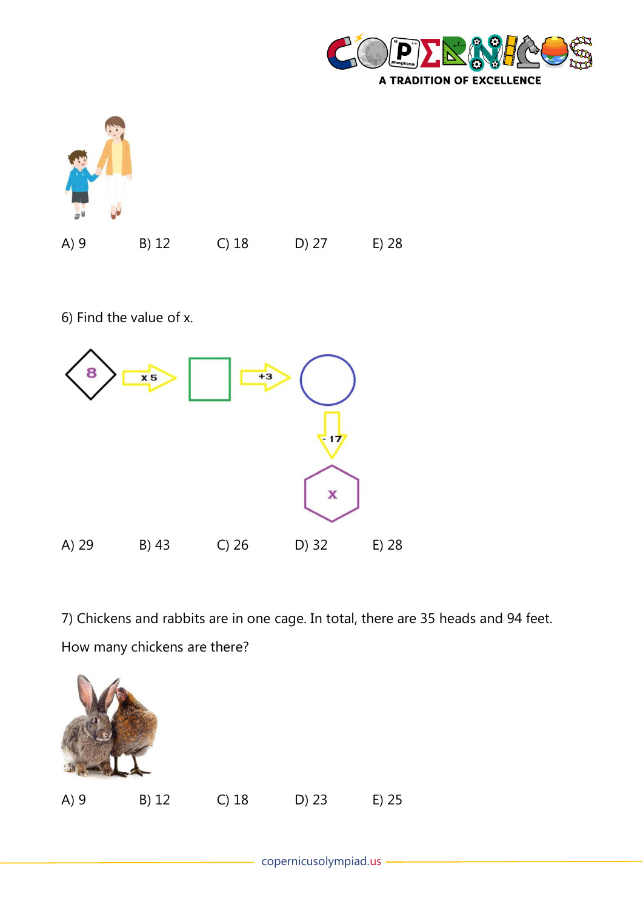A) 9 B) 12 C) 18 D) 27 E) 28

6) Find the value of x.

8 → x 5 → □ → +3 → ○ → - 17 → x

A) 29 B) 43 C) 26 D) 32 E) 28

7) Chickens and rabbits are in one cage. In total, there are 35 heads and 94 feet.

How many chickens are there?

A) 9 B) 12 C) 18 D) 23 E) 25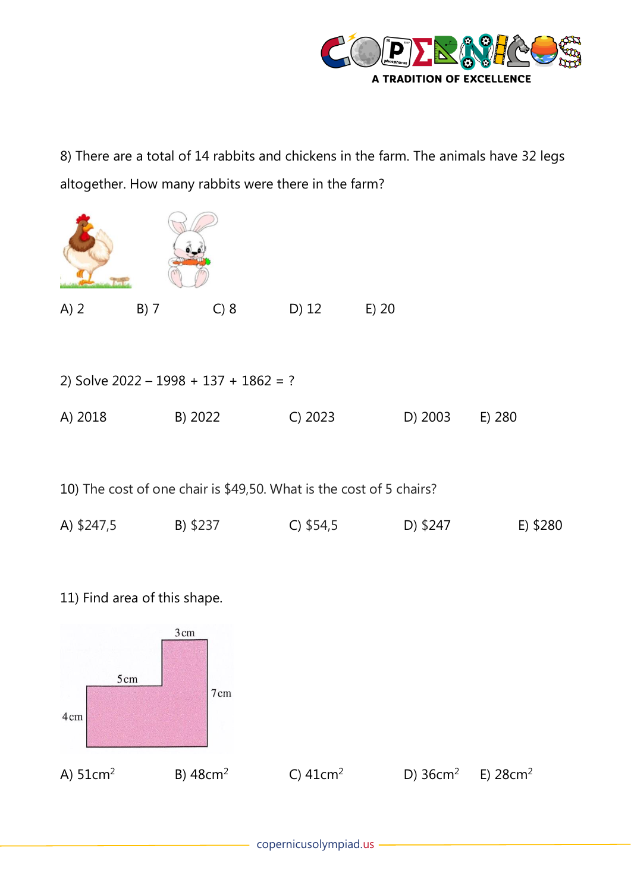8) There are a total of 14 rabbits and chickens in the farm. The animals have 32 legs altogether. How many rabbits were there in the farm?

A) 2 B) 7 C) 8 D) 12 E) 20

2) Solve 2022 – 1998 + 137 + 1862 = ?

A) 2018 B) 2022 C) 2023 D) 2003 E) 280

10) The cost of one chair is $49,50. What is the cost of 5 chairs?

A) $247,5 B) $237 C) $54,5 D) $247 E) $280

11) Find area of this shape.

A) $51cm^2$ B) $48cm^2$ C) $41cm^2$ D) $36cm^2$ E) $28cm^2$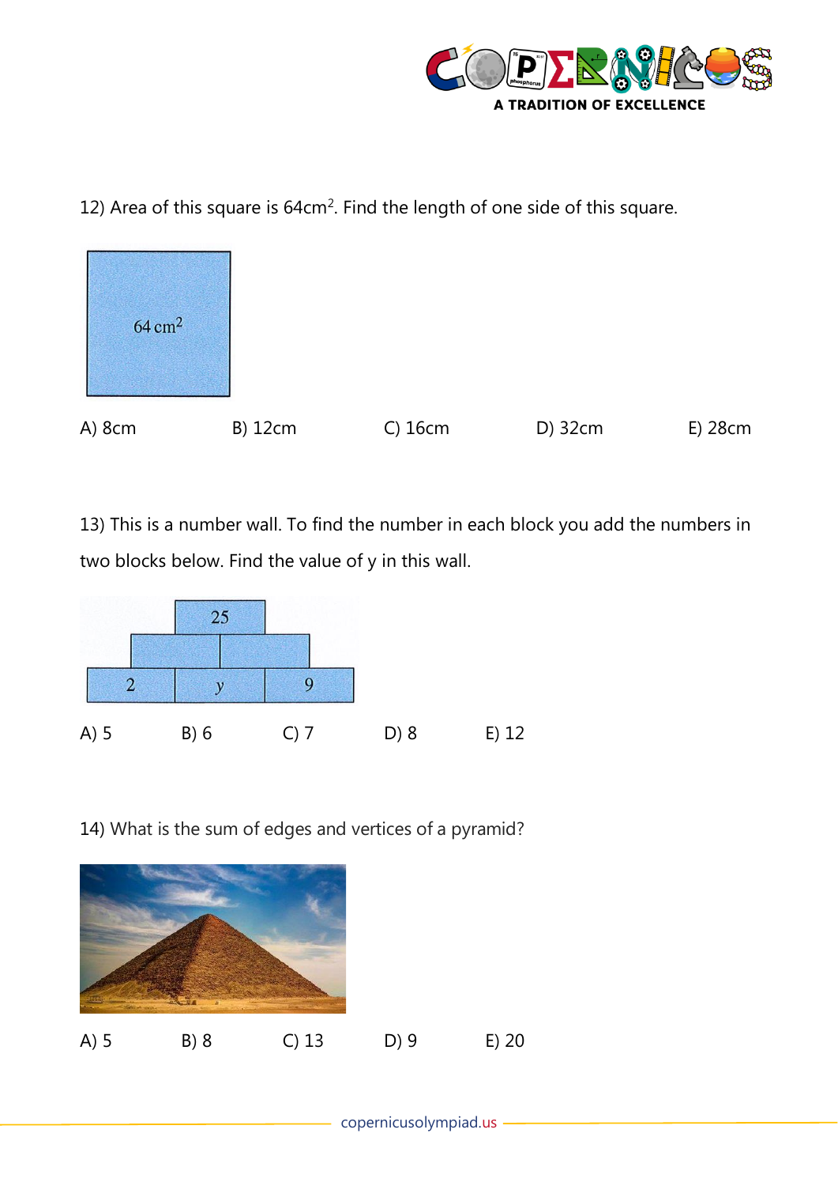12) Area of this square is $64cm^2$. Find the length of one side of this square.

$64 \text{ cm}^2$

A) 8cm B) 12cm C) 16cm D) 32cm E) 28cm

13) This is a number wall. To find the number in each block you add the numbers in two blocks below. Find the value of y in this wall.

25

2 y 9

A) 5 B) 6 C) 7 D) 8 E) 12

14) What is the sum of edges and vertices of a pyramid?

A) 5 B) 8 C) 13 D) 9 E) 20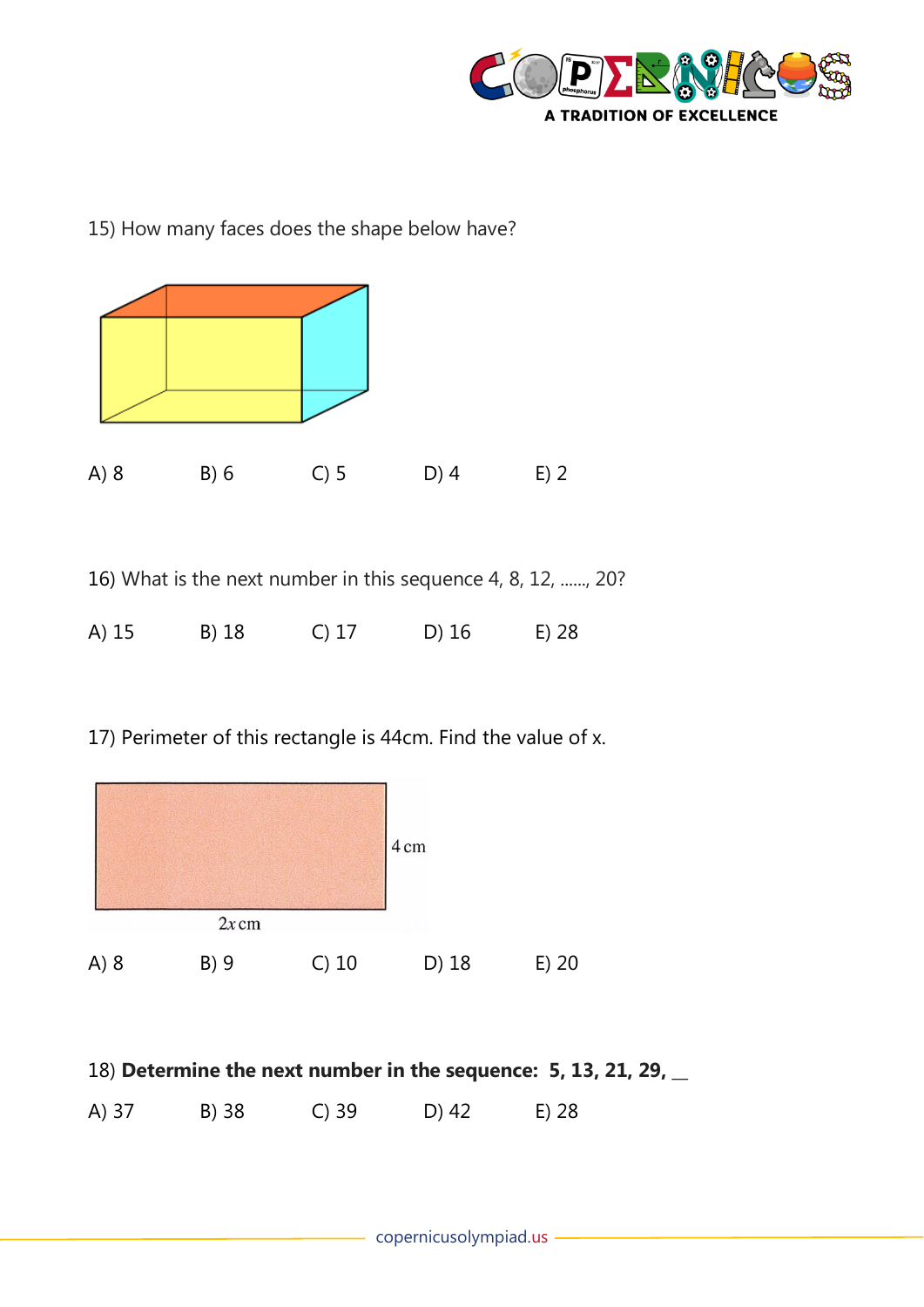15) How many faces does the shape below have?

A) 8　　B) 6　　C) 5　　D) 4　　E) 2

16) What is the next number in this sequence 4, 8, 12, ......, 20?

A) 15　　B) 18　　C) 17　　D) 16　　E) 28

17) Perimeter of this rectangle is 44cm. Find the value of x.

4 cm

$2x$ cm

A) 8　　B) 9　　C) 10　　D) 18　　E) 20

18) **Determine the next number in the sequence: 5, 13, 21, 29, __**

A) 37　　B) 38　　C) 39　　D) 42　　E) 28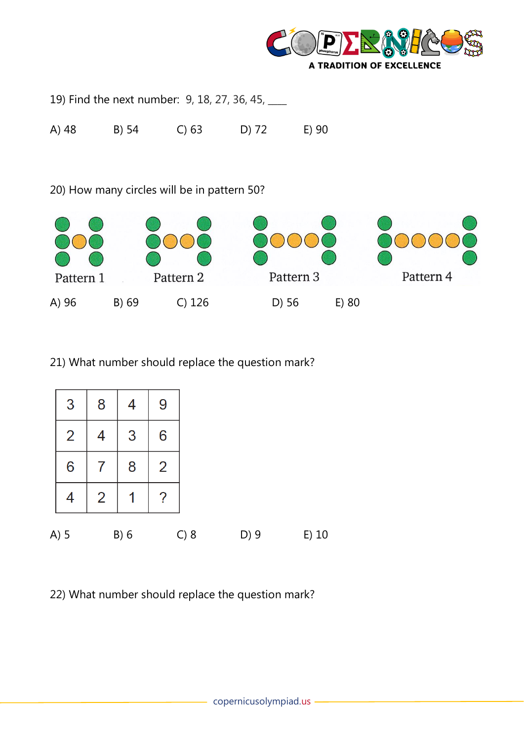19) Find the next number: 9, 18, 27, 36, 45, ____

A) 48 B) 54 C) 63 D) 72 E) 90

20) How many circles will be in pattern 50?

Pattern 1 Pattern 2 Pattern 3 Pattern 4

A) 96 B) 69 C) 126 D) 56 E) 80

21) What number should replace the question mark?

| 3 | 8 | 4 | 9 |
|---|---|---|---|
| 2 | 4 | 3 | 6 |
| 6 | 7 | 8 | 2 |
| 4 | 2 | 1 | ? |

A) 5 B) 6 C) 8 D) 9 E) 10

22) What number should replace the question mark?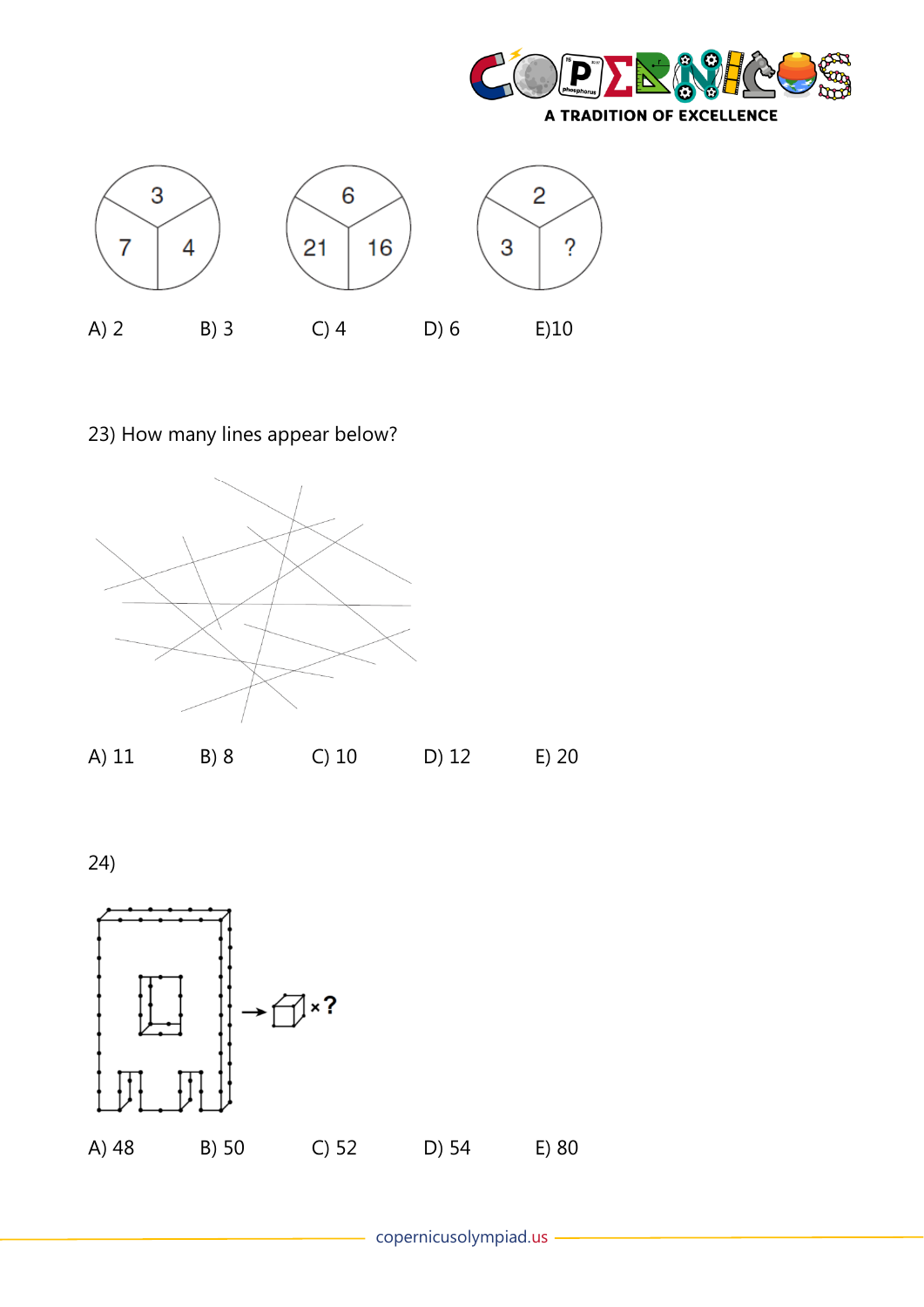A) 2 B) 3 C) 4 D) 6 E)10

23) How many lines appear below?

A) 11 B) 8 C) 10 D) 12 E) 20

24)

A) 48 B) 50 C) 52 D) 54 E) 80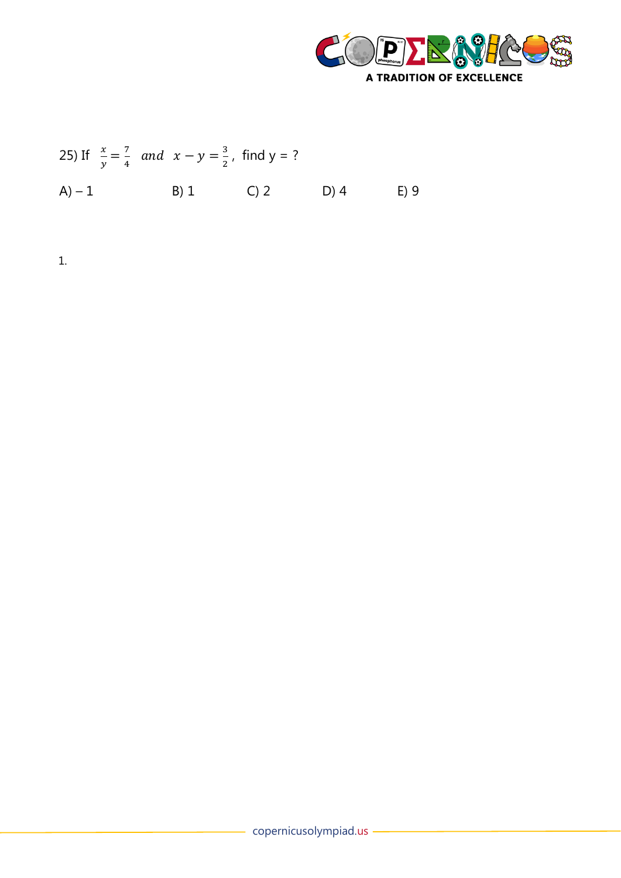25) If $\frac{x}{y} = \frac{7}{4}$ $and$ $x - y = \frac{3}{2}$, find y = ?

A) – 1 B) 1 C) 2 D) 4 E) 9

1.